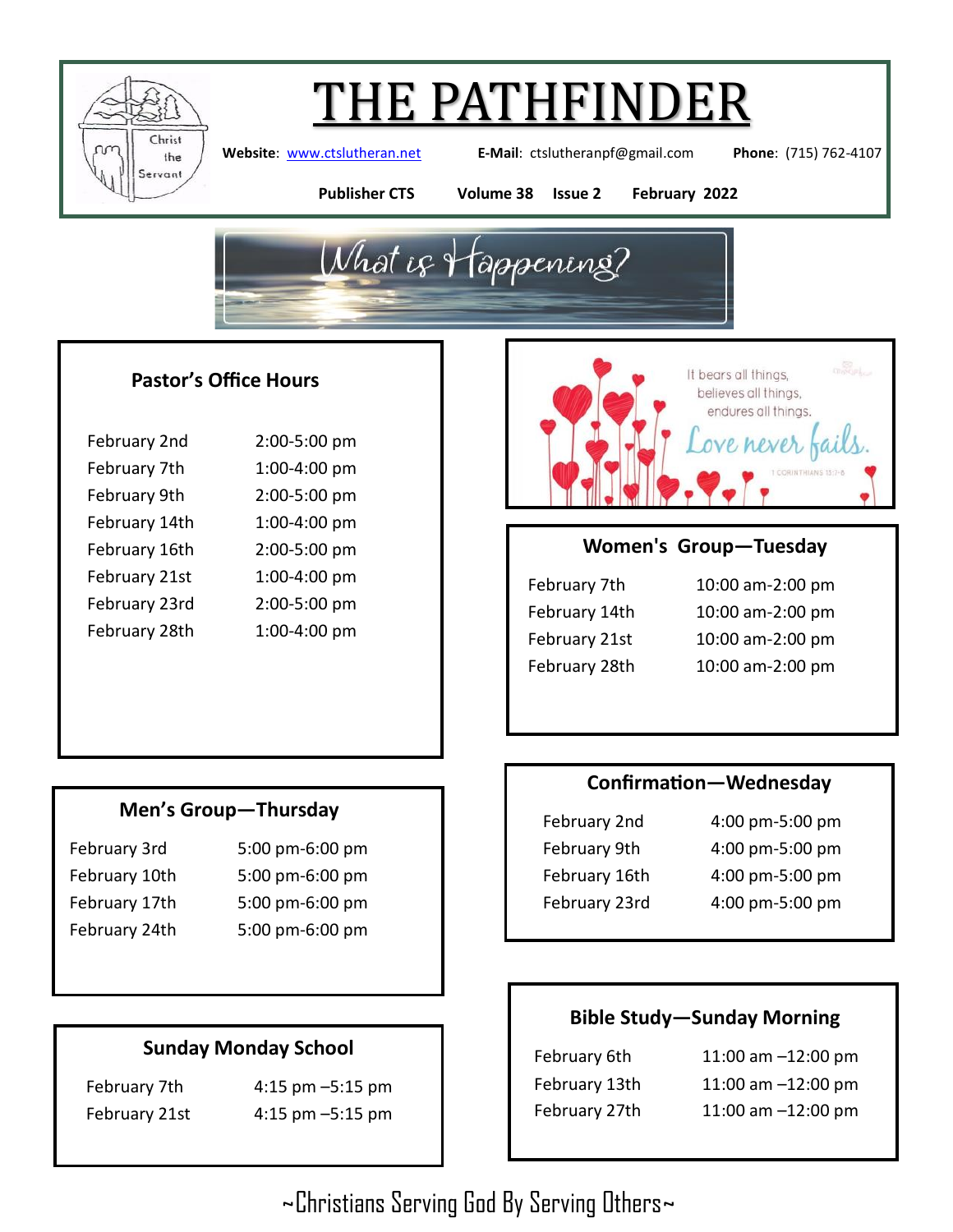# THE PATHFINDER

**Website**: www.ctslutheran.net **E-Mail**: ctslutheranpf@gmail.com **Phone**: (715) 762-4107

**Publisher CTS** **Volume 38** **Issue 2** **February 2022**

## What is Happening?

### Pastor's Office Hours

| | |
|---|---|
| February 2nd | 2:00-5:00 pm |
| February 7th | 1:00-4:00 pm |
| February 9th | 2:00-5:00 pm |
| February 14th | 1:00-4:00 pm |
| February 16th | 2:00-5:00 pm |
| February 21st | 1:00-4:00 pm |
| February 23rd | 2:00-5:00 pm |
| February 28th | 1:00-4:00 pm |

It bears all things, believes all things, endures all things. Love never fails. 1 Corinthians 13:7-8

### Women's Group—Tuesday

| | |
|---|---|
| February 7th | 10:00 am-2:00 pm |
| February 14th | 10:00 am-2:00 pm |
| February 21st | 10:00 am-2:00 pm |
| February 28th | 10:00 am-2:00 pm |

### Men's Group—Thursday

| | |
|---|---|
| February 3rd | 5:00 pm-6:00 pm |
| February 10th | 5:00 pm-6:00 pm |
| February 17th | 5:00 pm-6:00 pm |
| February 24th | 5:00 pm-6:00 pm |

### Confirmation—Wednesday

| | |
|---|---|
| February 2nd | 4:00 pm-5:00 pm |
| February 9th | 4:00 pm-5:00 pm |
| February 16th | 4:00 pm-5:00 pm |
| February 23rd | 4:00 pm-5:00 pm |

### Sunday Monday School

| | |
|---|---|
| February 7th | 4:15 pm –5:15 pm |
| February 21st | 4:15 pm –5:15 pm |

### Bible Study—Sunday Morning

| | |
|---|---|
| February 6th | 11:00 am –12:00 pm |
| February 13th | 11:00 am –12:00 pm |
| February 27th | 11:00 am –12:00 pm |

~Christians Serving God By Serving Others~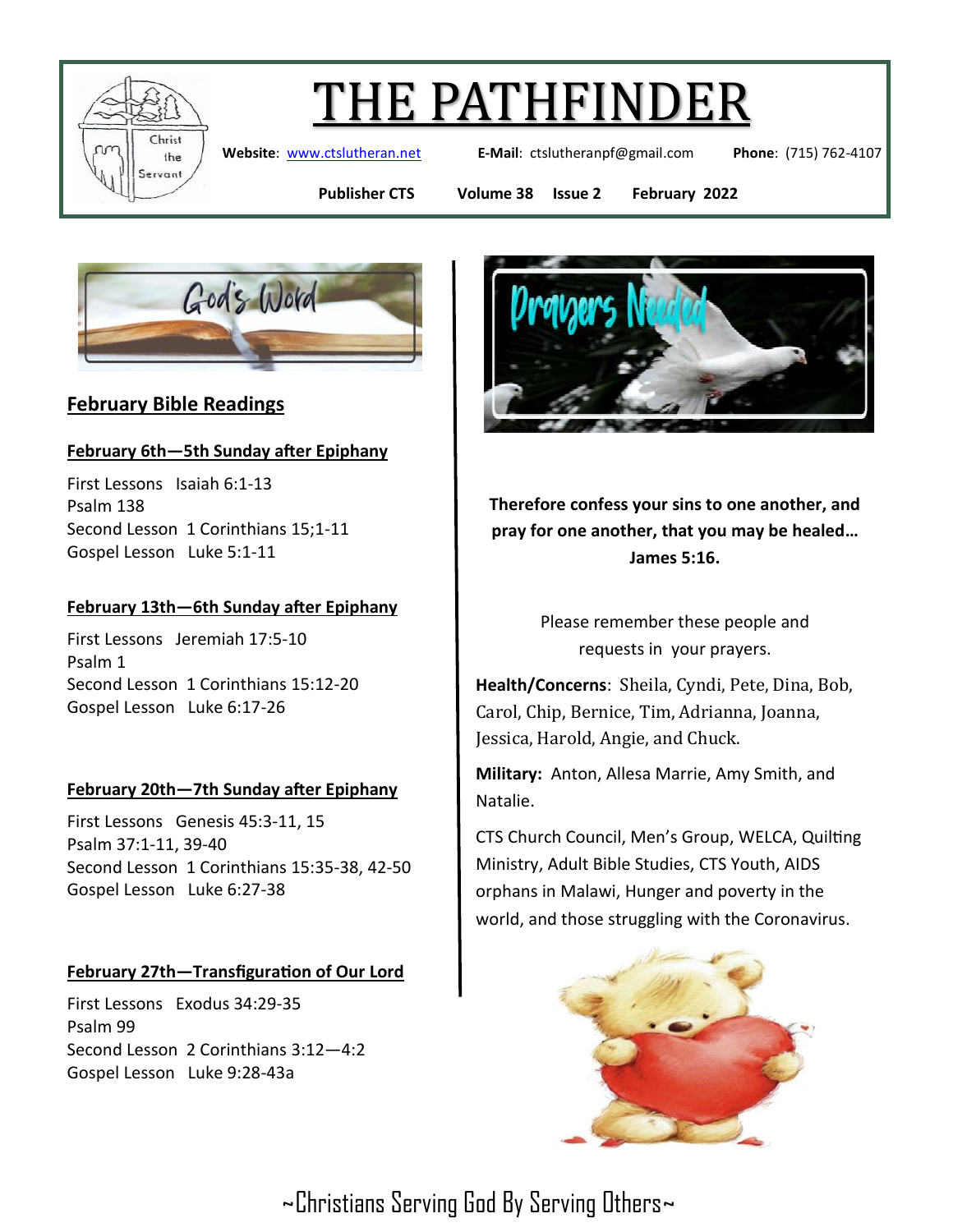# THE PATHFINDER

**Website**: www.ctslutheran.net **E-Mail**: ctslutheranpf@gmail.com **Phone**: (715) 762-4107

**Publisher CTS Volume 38 Issue 2 February 2022**

God's Word

## February Bible Readings

**February 6th—5th Sunday after Epiphany**

First Lessons Isaiah 6:1-13
Psalm 138
Second Lesson 1 Corinthians 15;1-11
Gospel Lesson Luke 5:1-11

**February 13th—6th Sunday after Epiphany**

First Lessons Jeremiah 17:5-10
Psalm 1
Second Lesson 1 Corinthians 15:12-20
Gospel Lesson Luke 6:17-26

**February 20th—7th Sunday after Epiphany**

First Lessons Genesis 45:3-11, 15
Psalm 37:1-11, 39-40
Second Lesson 1 Corinthians 15:35-38, 42-50
Gospel Lesson Luke 6:27-38

**February 27th—Transfiguration of Our Lord**

First Lessons Exodus 34:29-35
Psalm 99
Second Lesson 2 Corinthians 3:12—4:2
Gospel Lesson Luke 9:28-43a

Prayers Needed

**Therefore confess your sins to one another, and pray for one another, that you may be healed… James 5:16.**

Please remember these people and requests in your prayers.

**Health/Concerns**: Sheila, Cyndi, Pete, Dina, Bob, Carol, Chip, Bernice, Tim, Adrianna, Joanna, Jessica, Harold, Angie, and Chuck.

**Military:** Anton, Allesa Marrie, Amy Smith, and Natalie.

CTS Church Council, Men's Group, WELCA, Quilting Ministry, Adult Bible Studies, CTS Youth, AIDS orphans in Malawi, Hunger and poverty in the world, and those struggling with the Coronavirus.

~Christians Serving God By Serving Others~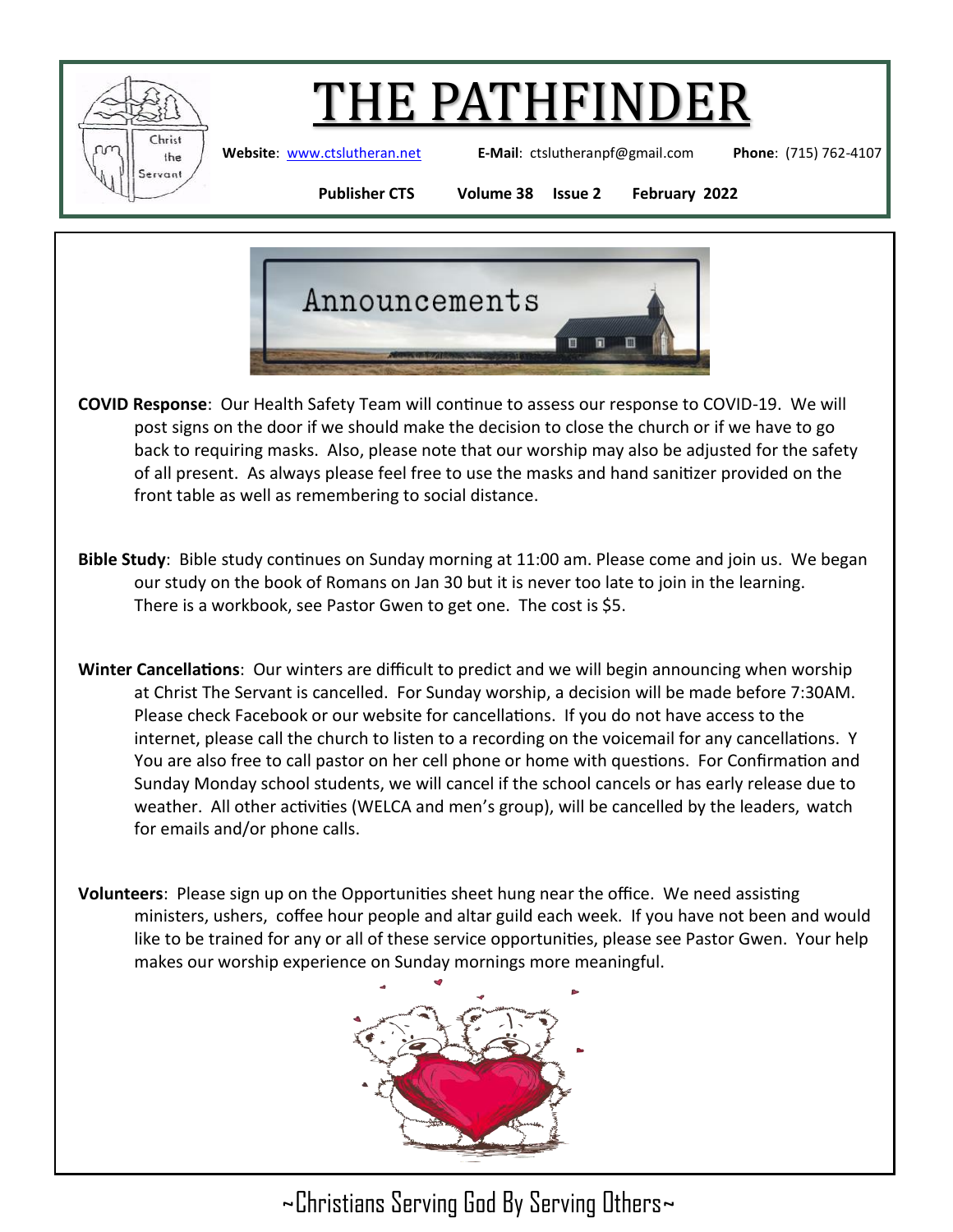# THE PATHFINDER

**Website**: [www.ctslutheran.net](http://www.ctslutheran.net) **E-Mail**: ctslutheranpf@gmail.com **Phone**: (715) 762-4107

**Publisher CTS** **Volume 38** **Issue 2** **February 2022**

## Announcements

**COVID Response**: Our Health Safety Team will continue to assess our response to COVID-19. We will post signs on the door if we should make the decision to close the church or if we have to go back to requiring masks. Also, please note that our worship may also be adjusted for the safety of all present. As always please feel free to use the masks and hand sanitizer provided on the front table as well as remembering to social distance.

**Bible Study**: Bible study continues on Sunday morning at 11:00 am. Please come and join us. We began our study on the book of Romans on Jan 30 but it is never too late to join in the learning. There is a workbook, see Pastor Gwen to get one. The cost is $5.

**Winter Cancellations**: Our winters are difficult to predict and we will begin announcing when worship at Christ The Servant is cancelled. For Sunday worship, a decision will be made before 7:30AM. Please check Facebook or our website for cancellations. If you do not have access to the internet, please call the church to listen to a recording on the voicemail for any cancellations. Y You are also free to call pastor on her cell phone or home with questions. For Confirmation and Sunday Monday school students, we will cancel if the school cancels or has early release due to weather. All other activities (WELCA and men's group), will be cancelled by the leaders, watch for emails and/or phone calls.

**Volunteers**: Please sign up on the Opportunities sheet hung near the office. We need assisting ministers, ushers, coffee hour people and altar guild each week. If you have not been and would like to be trained for any or all of these service opportunities, please see Pastor Gwen. Your help makes our worship experience on Sunday mornings more meaningful.

~Christians Serving God By Serving Others~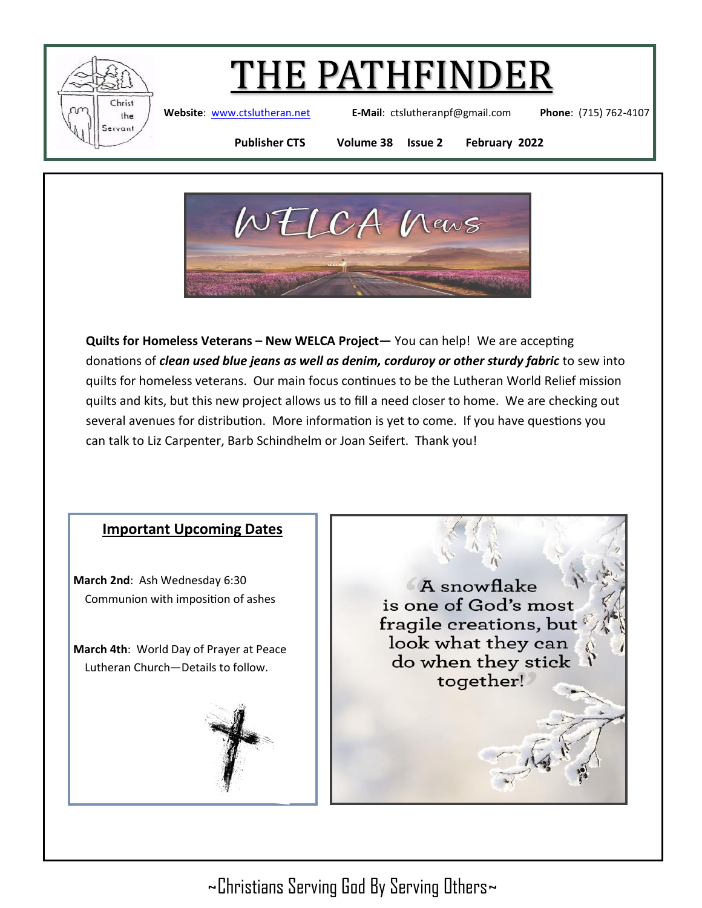# THE PATHFINDER

**Website**: www.ctslutheran.net **E-Mail**: ctslutheranpf@gmail.com **Phone**: (715) 762-4107

**Publisher CTS** **Volume 38** **Issue 2** **February 2022**

## WELCA News

**Quilts for Homeless Veterans – New WELCA Project—** You can help! We are accepting donations of ***clean used blue jeans as well as denim, corduroy or other sturdy fabric*** to sew into quilts for homeless veterans. Our main focus continues to be the Lutheran World Relief mission quilts and kits, but this new project allows us to fill a need closer to home. We are checking out several avenues for distribution. More information is yet to come. If you have questions you can talk to Liz Carpenter, Barb Schindhelm or Joan Seifert. Thank you!

### Important Upcoming Dates

**March 2nd**: Ash Wednesday 6:30 Communion with imposition of ashes

**March 4th**: World Day of Prayer at Peace Lutheran Church—Details to follow.

"A snowflake is one of God's most fragile creations, but look what they can do when they stick together!"

~Christians Serving God By Serving Others~